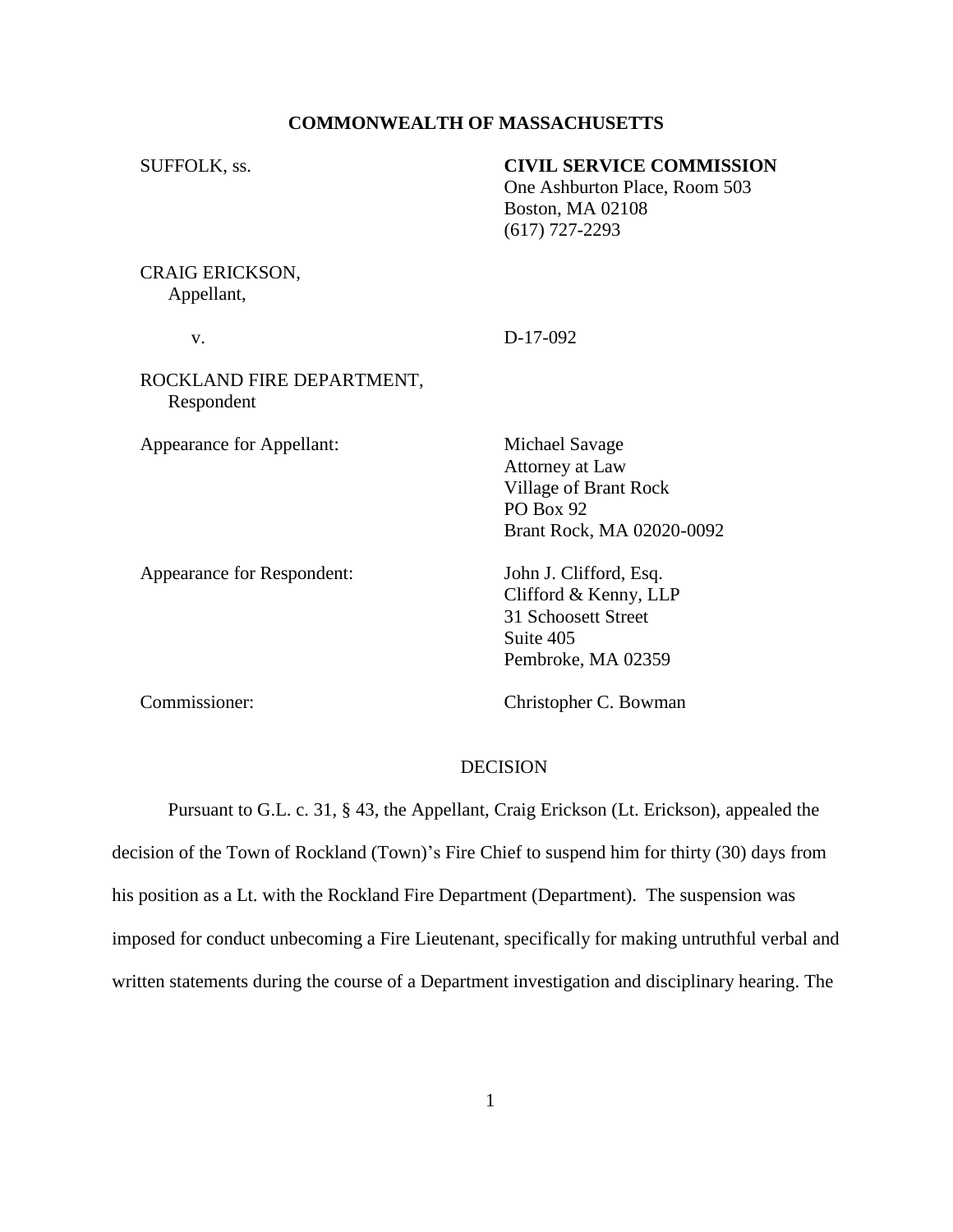**COMMONWEALTH OF MASSACHUSETTS**

SUFFOLK, ss.

**CIVIL SERVICE COMMISSION**
One Ashburton Place, Room 503
Boston, MA 02108
(617) 727-2293

CRAIG ERICKSON,
Appellant,

v.

D-17-092

ROCKLAND FIRE DEPARTMENT,
Respondent

Appearance for Appellant:

Michael Savage
Attorney at Law
Village of Brant Rock
PO Box 92
Brant Rock, MA 02020-0092

Appearance for Respondent:

John J. Clifford, Esq.
Clifford & Kenny, LLP
31 Schoosett Street
Suite 405
Pembroke, MA 02359

Commissioner:

Christopher C. Bowman

DECISION

Pursuant to G.L. c. 31, § 43, the Appellant, Craig Erickson (Lt. Erickson), appealed the decision of the Town of Rockland (Town)'s Fire Chief to suspend him for thirty (30) days from his position as a Lt. with the Rockland Fire Department (Department). The suspension was imposed for conduct unbecoming a Fire Lieutenant, specifically for making untruthful verbal and written statements during the course of a Department investigation and disciplinary hearing. The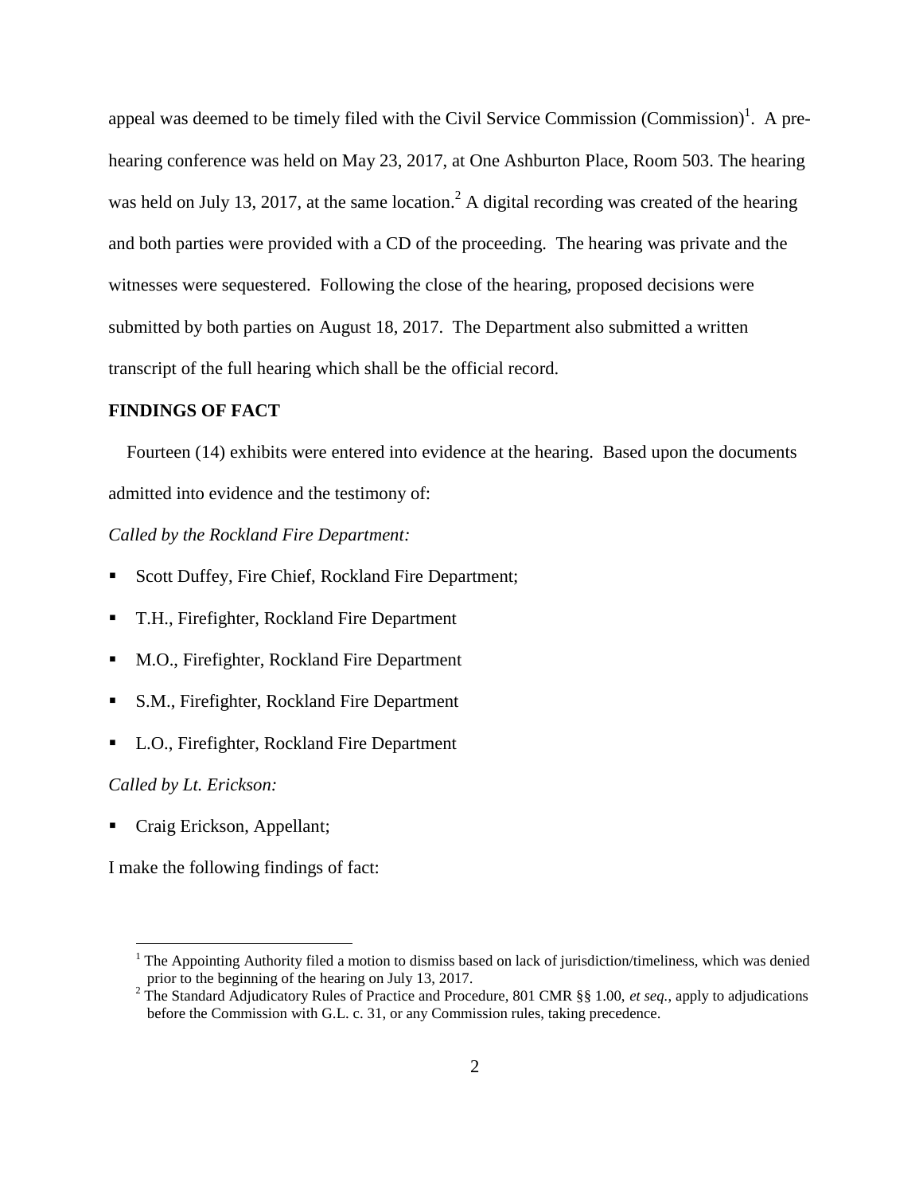appeal was deemed to be timely filed with the Civil Service Commission (Commission)[1]. A pre-hearing conference was held on May 23, 2017, at One Ashburton Place, Room 503. The hearing was held on July 13, 2017, at the same location.[2] A digital recording was created of the hearing and both parties were provided with a CD of the proceeding. The hearing was private and the witnesses were sequestered. Following the close of the hearing, proposed decisions were submitted by both parties on August 18, 2017. The Department also submitted a written transcript of the full hearing which shall be the official record.

**FINDINGS OF FACT**

Fourteen (14) exhibits were entered into evidence at the hearing. Based upon the documents admitted into evidence and the testimony of:

*Called by the Rockland Fire Department:*

- Scott Duffey, Fire Chief, Rockland Fire Department;
- T.H., Firefighter, Rockland Fire Department
- M.O., Firefighter, Rockland Fire Department
- S.M., Firefighter, Rockland Fire Department
- L.O., Firefighter, Rockland Fire Department

*Called by Lt. Erickson:*

- Craig Erickson, Appellant;

I make the following findings of fact:

---

[1] The Appointing Authority filed a motion to dismiss based on lack of jurisdiction/timeliness, which was denied prior to the beginning of the hearing on July 13, 2017.

[2] The Standard Adjudicatory Rules of Practice and Procedure, 801 CMR §§ 1.00, *et seq.*, apply to adjudications before the Commission with G.L. c. 31, or any Commission rules, taking precedence.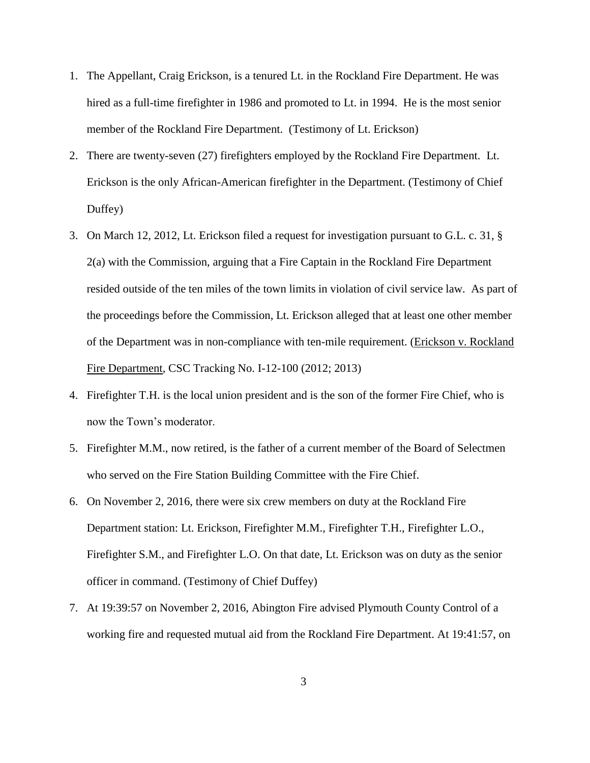1. The Appellant, Craig Erickson, is a tenured Lt. in the Rockland Fire Department. He was hired as a full-time firefighter in 1986 and promoted to Lt. in 1994. He is the most senior member of the Rockland Fire Department. (Testimony of Lt. Erickson)
2. There are twenty-seven (27) firefighters employed by the Rockland Fire Department. Lt. Erickson is the only African-American firefighter in the Department. (Testimony of Chief Duffey)
3. On March 12, 2012, Lt. Erickson filed a request for investigation pursuant to G.L. c. 31, § 2(a) with the Commission, arguing that a Fire Captain in the Rockland Fire Department resided outside of the ten miles of the town limits in violation of civil service law. As part of the proceedings before the Commission, Lt. Erickson alleged that at least one other member of the Department was in non-compliance with ten-mile requirement. (Erickson v. Rockland Fire Department, CSC Tracking No. I-12-100 (2012; 2013)
4. Firefighter T.H. is the local union president and is the son of the former Fire Chief, who is now the Town's moderator.
5. Firefighter M.M., now retired, is the father of a current member of the Board of Selectmen who served on the Fire Station Building Committee with the Fire Chief.
6. On November 2, 2016, there were six crew members on duty at the Rockland Fire Department station: Lt. Erickson, Firefighter M.M., Firefighter T.H., Firefighter L.O., Firefighter S.M., and Firefighter L.O. On that date, Lt. Erickson was on duty as the senior officer in command. (Testimony of Chief Duffey)
7. At 19:39:57 on November 2, 2016, Abington Fire advised Plymouth County Control of a working fire and requested mutual aid from the Rockland Fire Department. At 19:41:57, on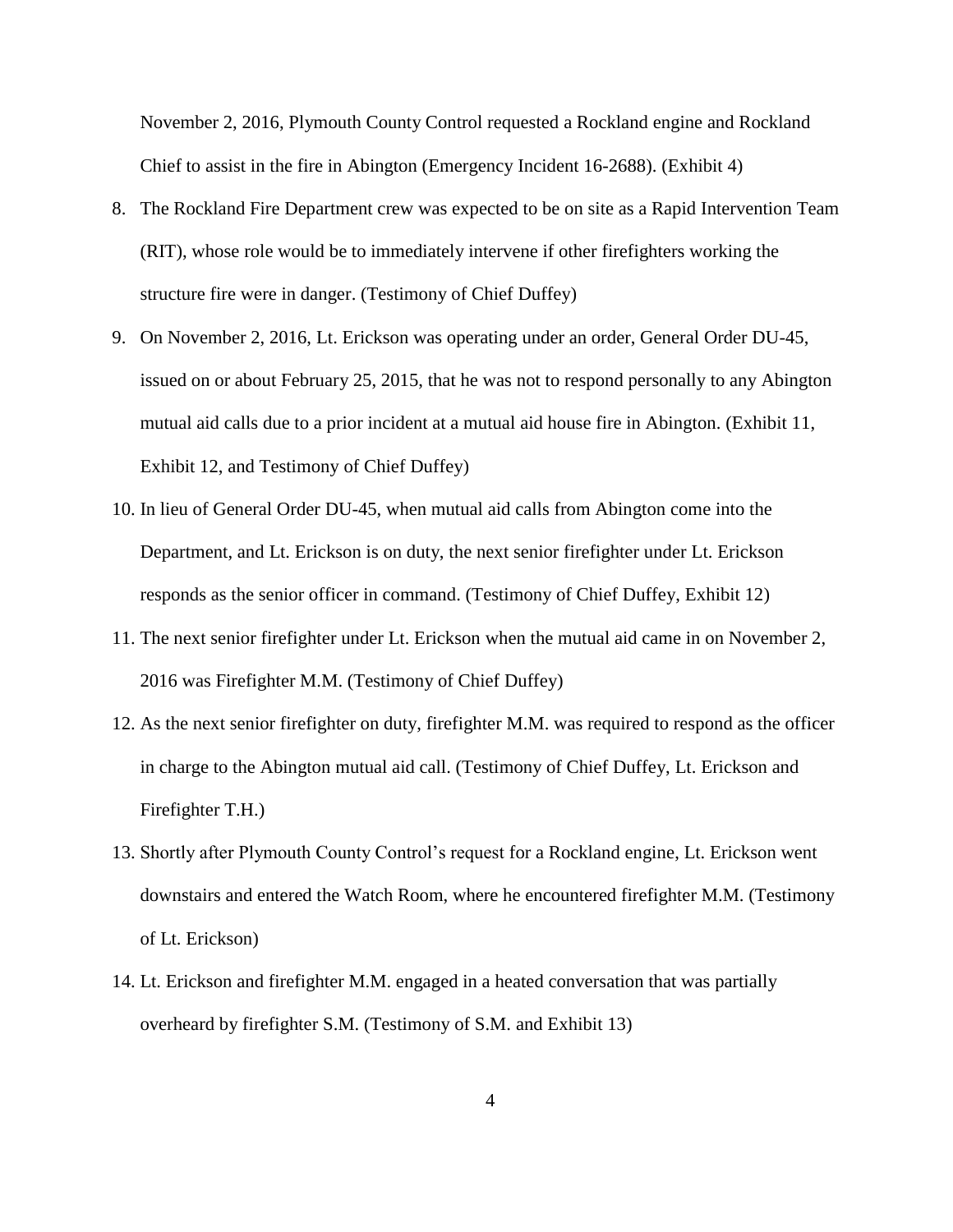November 2, 2016, Plymouth County Control requested a Rockland engine and Rockland Chief to assist in the fire in Abington (Emergency Incident 16-2688). (Exhibit 4)

8. The Rockland Fire Department crew was expected to be on site as a Rapid Intervention Team (RIT), whose role would be to immediately intervene if other firefighters working the structure fire were in danger. (Testimony of Chief Duffey)
9. On November 2, 2016, Lt. Erickson was operating under an order, General Order DU-45, issued on or about February 25, 2015, that he was not to respond personally to any Abington mutual aid calls due to a prior incident at a mutual aid house fire in Abington. (Exhibit 11, Exhibit 12, and Testimony of Chief Duffey)
10. In lieu of General Order DU-45, when mutual aid calls from Abington come into the Department, and Lt. Erickson is on duty, the next senior firefighter under Lt. Erickson responds as the senior officer in command. (Testimony of Chief Duffey, Exhibit 12)
11. The next senior firefighter under Lt. Erickson when the mutual aid came in on November 2, 2016 was Firefighter M.M. (Testimony of Chief Duffey)
12. As the next senior firefighter on duty, firefighter M.M. was required to respond as the officer in charge to the Abington mutual aid call. (Testimony of Chief Duffey, Lt. Erickson and Firefighter T.H.)
13. Shortly after Plymouth County Control's request for a Rockland engine, Lt. Erickson went downstairs and entered the Watch Room, where he encountered firefighter M.M. (Testimony of Lt. Erickson)
14. Lt. Erickson and firefighter M.M. engaged in a heated conversation that was partially overheard by firefighter S.M. (Testimony of S.M. and Exhibit 13)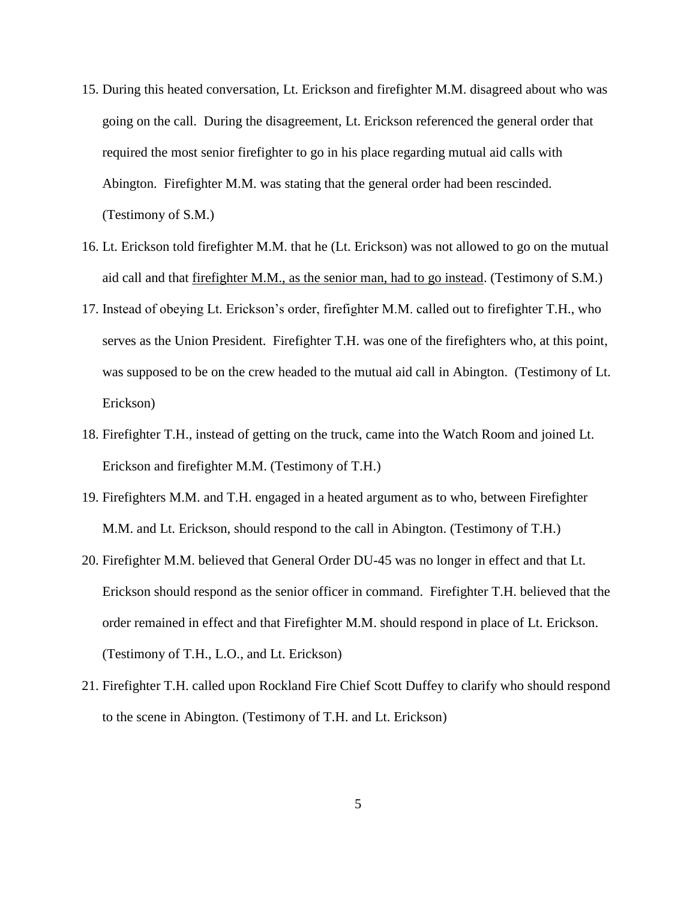15. During this heated conversation, Lt. Erickson and firefighter M.M. disagreed about who was going on the call. During the disagreement, Lt. Erickson referenced the general order that required the most senior firefighter to go in his place regarding mutual aid calls with Abington. Firefighter M.M. was stating that the general order had been rescinded. (Testimony of S.M.)

16. Lt. Erickson told firefighter M.M. that he (Lt. Erickson) was not allowed to go on the mutual aid call and that <u>firefighter M.M., as the senior man, had to go instead</u>. (Testimony of S.M.)

17. Instead of obeying Lt. Erickson's order, firefighter M.M. called out to firefighter T.H., who serves as the Union President. Firefighter T.H. was one of the firefighters who, at this point, was supposed to be on the crew headed to the mutual aid call in Abington. (Testimony of Lt. Erickson)

18. Firefighter T.H., instead of getting on the truck, came into the Watch Room and joined Lt. Erickson and firefighter M.M. (Testimony of T.H.)

19. Firefighters M.M. and T.H. engaged in a heated argument as to who, between Firefighter M.M. and Lt. Erickson, should respond to the call in Abington. (Testimony of T.H.)

20. Firefighter M.M. believed that General Order DU-45 was no longer in effect and that Lt. Erickson should respond as the senior officer in command. Firefighter T.H. believed that the order remained in effect and that Firefighter M.M. should respond in place of Lt. Erickson. (Testimony of T.H., L.O., and Lt. Erickson)

21. Firefighter T.H. called upon Rockland Fire Chief Scott Duffey to clarify who should respond to the scene in Abington. (Testimony of T.H. and Lt. Erickson)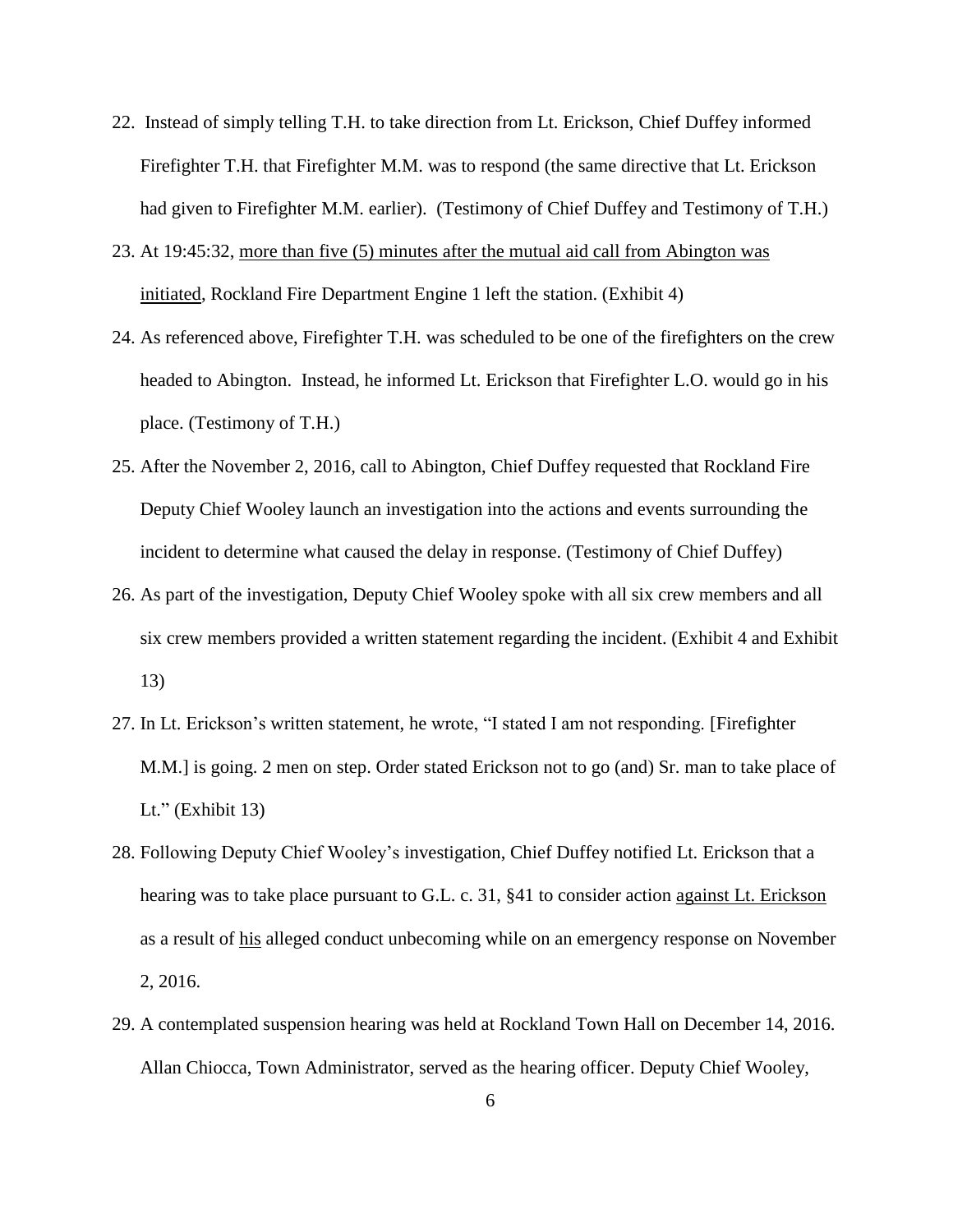22. Instead of simply telling T.H. to take direction from Lt. Erickson, Chief Duffey informed Firefighter T.H. that Firefighter M.M. was to respond (the same directive that Lt. Erickson had given to Firefighter M.M. earlier). (Testimony of Chief Duffey and Testimony of T.H.)
23. At 19:45:32, <u>more than five (5) minutes after the mutual aid call from Abington was initiated</u>, Rockland Fire Department Engine 1 left the station. (Exhibit 4)
24. As referenced above, Firefighter T.H. was scheduled to be one of the firefighters on the crew headed to Abington. Instead, he informed Lt. Erickson that Firefighter L.O. would go in his place. (Testimony of T.H.)
25. After the November 2, 2016, call to Abington, Chief Duffey requested that Rockland Fire Deputy Chief Wooley launch an investigation into the actions and events surrounding the incident to determine what caused the delay in response. (Testimony of Chief Duffey)
26. As part of the investigation, Deputy Chief Wooley spoke with all six crew members and all six crew members provided a written statement regarding the incident. (Exhibit 4 and Exhibit 13)
27. In Lt. Erickson's written statement, he wrote, "I stated I am not responding. [Firefighter M.M.] is going. 2 men on step. Order stated Erickson not to go (and) Sr. man to take place of Lt." (Exhibit 13)
28. Following Deputy Chief Wooley's investigation, Chief Duffey notified Lt. Erickson that a hearing was to take place pursuant to G.L. c. 31, §41 to consider action <u>against Lt. Erickson</u> as a result of <u>his</u> alleged conduct unbecoming while on an emergency response on November 2, 2016.
29. A contemplated suspension hearing was held at Rockland Town Hall on December 14, 2016. Allan Chiocca, Town Administrator, served as the hearing officer. Deputy Chief Wooley,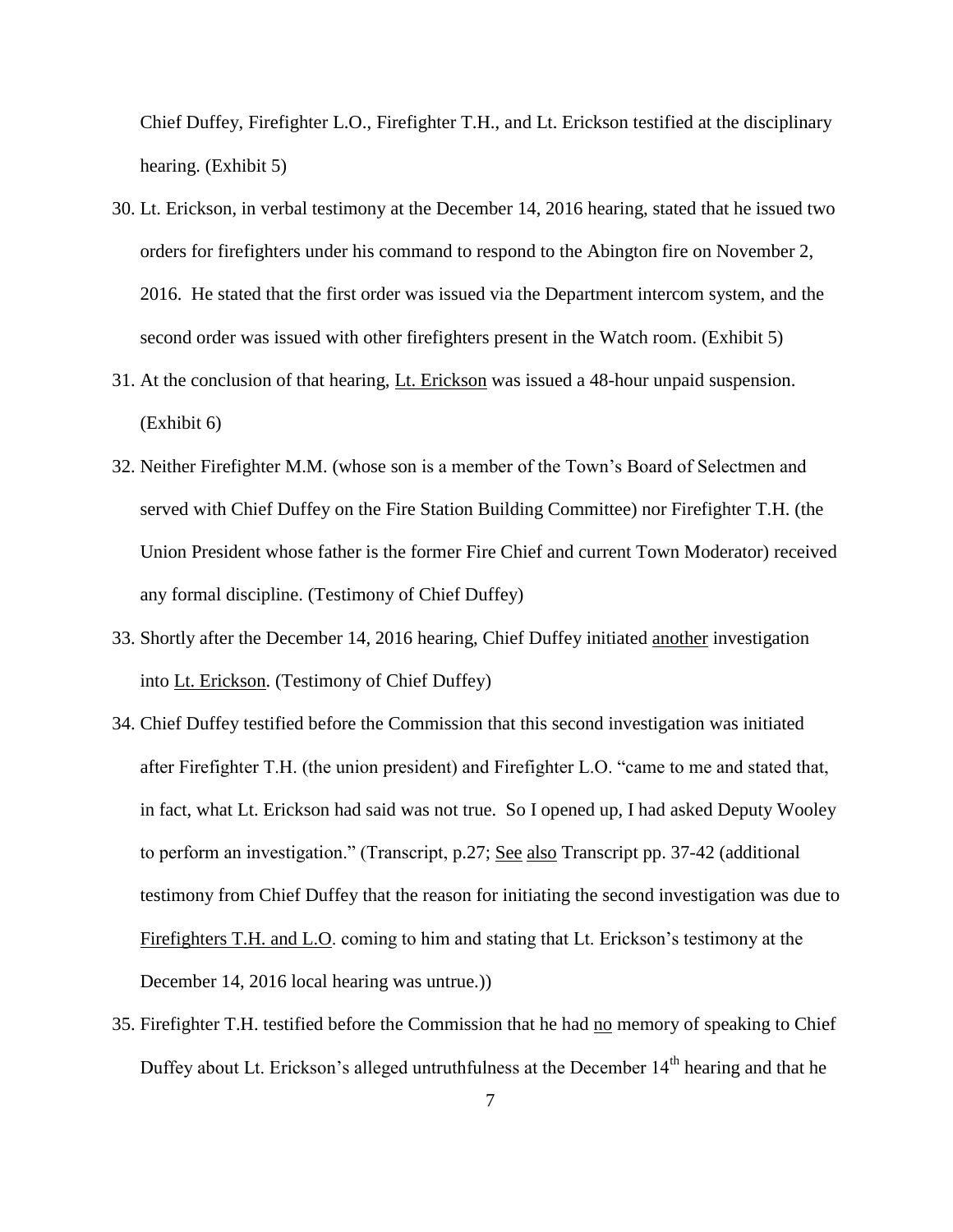Chief Duffey, Firefighter L.O., Firefighter T.H., and Lt. Erickson testified at the disciplinary hearing. (Exhibit 5)

30. Lt. Erickson, in verbal testimony at the December 14, 2016 hearing, stated that he issued two orders for firefighters under his command to respond to the Abington fire on November 2, 2016. He stated that the first order was issued via the Department intercom system, and the second order was issued with other firefighters present in the Watch room. (Exhibit 5)

31. At the conclusion of that hearing, <u>Lt. Erickson</u> was issued a 48-hour unpaid suspension. (Exhibit 6)

32. Neither Firefighter M.M. (whose son is a member of the Town's Board of Selectmen and served with Chief Duffey on the Fire Station Building Committee) nor Firefighter T.H. (the Union President whose father is the former Fire Chief and current Town Moderator) received any formal discipline. (Testimony of Chief Duffey)

33. Shortly after the December 14, 2016 hearing, Chief Duffey initiated <u>another</u> investigation into <u>Lt. Erickson</u>. (Testimony of Chief Duffey)

34. Chief Duffey testified before the Commission that this second investigation was initiated after Firefighter T.H. (the union president) and Firefighter L.O. "came to me and stated that, in fact, what Lt. Erickson had said was not true. So I opened up, I had asked Deputy Wooley to perform an investigation." (Transcript, p.27; <u>See</u> <u>also</u> Transcript pp. 37-42 (additional testimony from Chief Duffey that the reason for initiating the second investigation was due to <u>Firefighters T.H. and L.O</u>. coming to him and stating that Lt. Erickson's testimony at the December 14, 2016 local hearing was untrue.))

35. Firefighter T.H. testified before the Commission that he had <u>no</u> memory of speaking to Chief Duffey about Lt. Erickson's alleged untruthfulness at the December 14th hearing and that he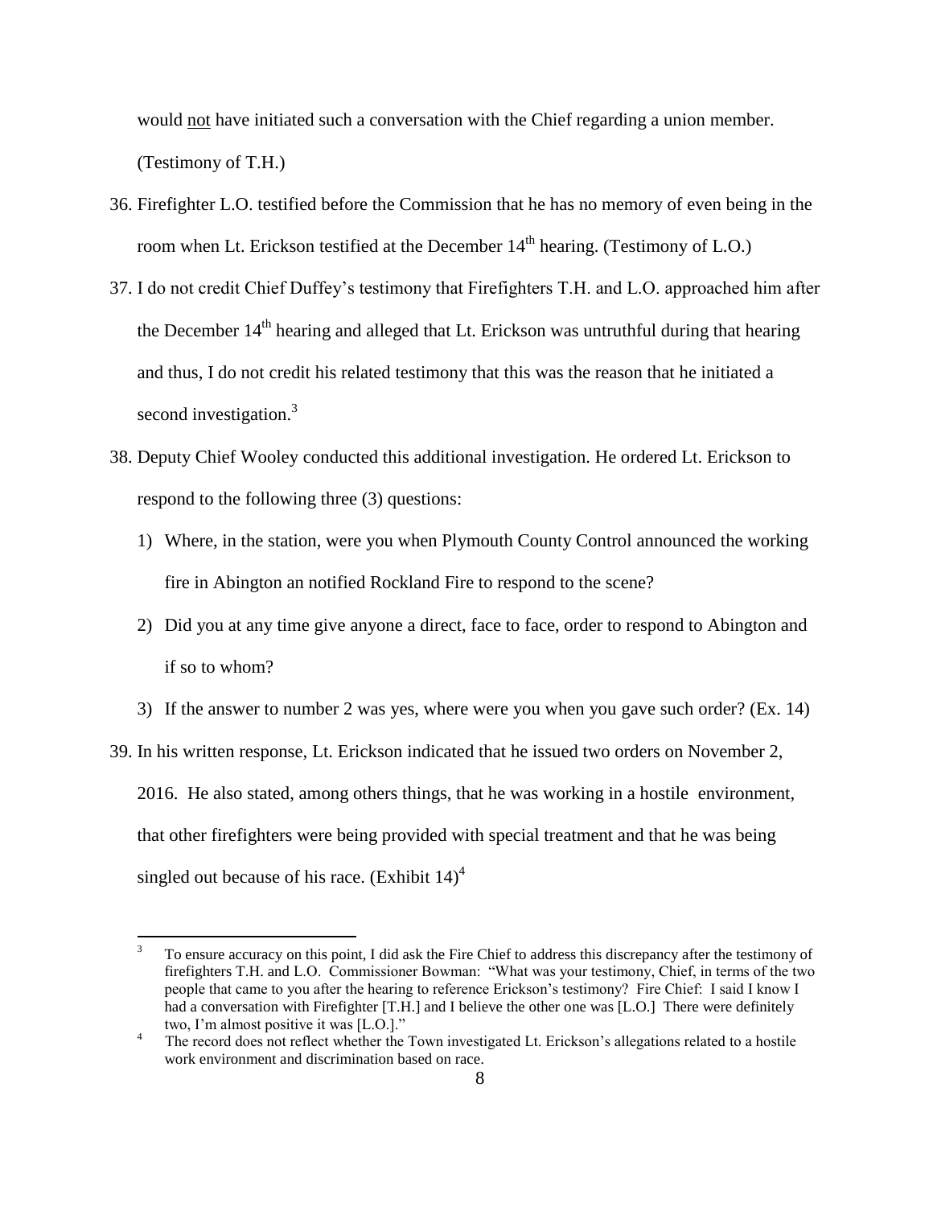would not have initiated such a conversation with the Chief regarding a union member. (Testimony of T.H.)

36. Firefighter L.O. testified before the Commission that he has no memory of even being in the room when Lt. Erickson testified at the December 14th hearing. (Testimony of L.O.)

37. I do not credit Chief Duffey's testimony that Firefighters T.H. and L.O. approached him after the December 14th hearing and alleged that Lt. Erickson was untruthful during that hearing and thus, I do not credit his related testimony that this was the reason that he initiated a second investigation.[3]

38. Deputy Chief Wooley conducted this additional investigation. He ordered Lt. Erickson to respond to the following three (3) questions:

    1) Where, in the station, were you when Plymouth County Control announced the working fire in Abington an notified Rockland Fire to respond to the scene?

    2) Did you at any time give anyone a direct, face to face, order to respond to Abington and if so to whom?

    3) If the answer to number 2 was yes, where were you when you gave such order? (Ex. 14)

39. In his written response, Lt. Erickson indicated that he issued two orders on November 2, 2016. He also stated, among others things, that he was working in a hostile environment, that other firefighters were being provided with special treatment and that he was being singled out because of his race. (Exhibit 14)[4]

---

[3] To ensure accuracy on this point, I did ask the Fire Chief to address this discrepancy after the testimony of firefighters T.H. and L.O. Commissioner Bowman: "What was your testimony, Chief, in terms of the two people that came to you after the hearing to reference Erickson's testimony? Fire Chief: I said I know I had a conversation with Firefighter [T.H.] and I believe the other one was [L.O.] There were definitely two, I'm almost positive it was [L.O.]."

[4] The record does not reflect whether the Town investigated Lt. Erickson's allegations related to a hostile work environment and discrimination based on race.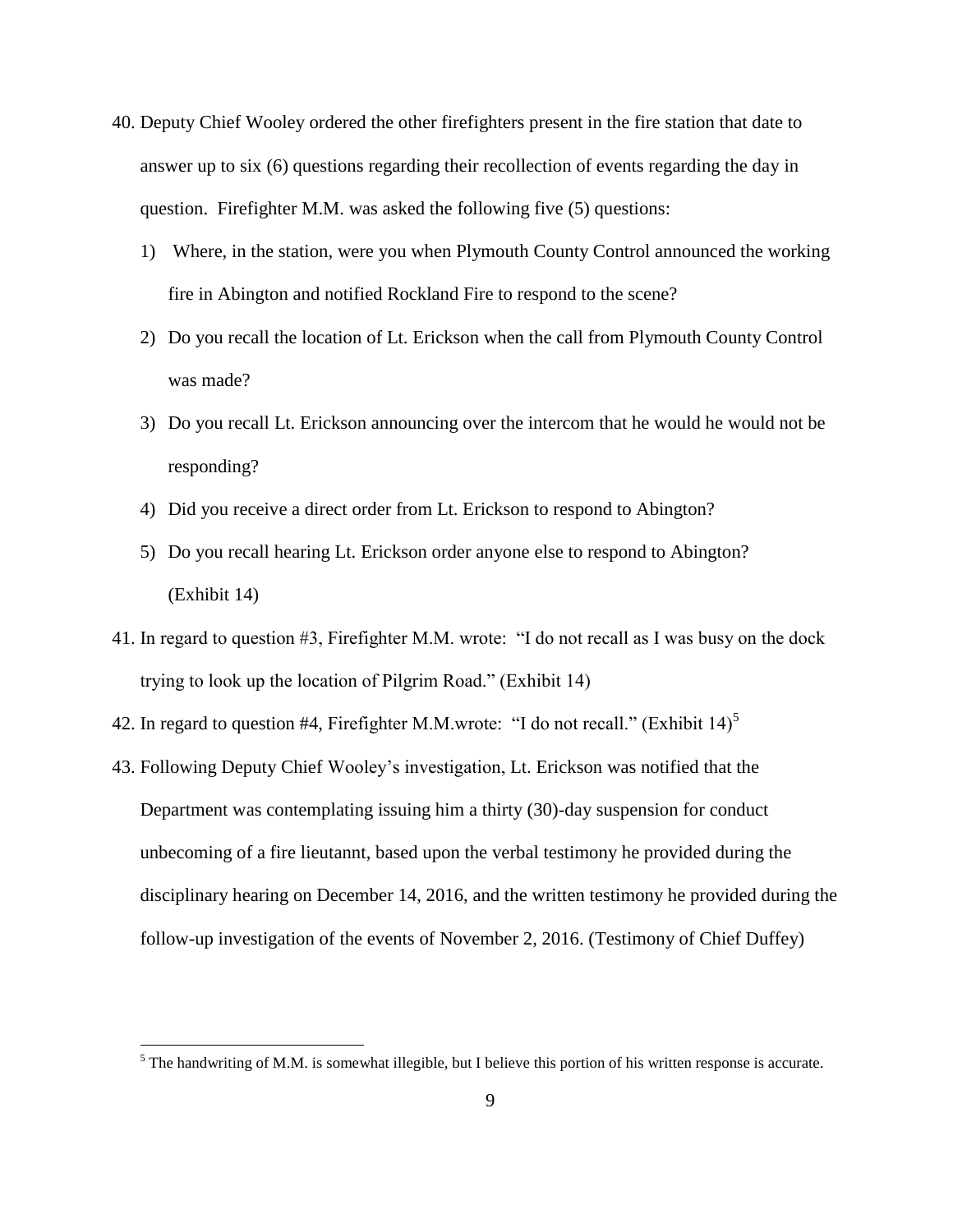40. Deputy Chief Wooley ordered the other firefighters present in the fire station that date to answer up to six (6) questions regarding their recollection of events regarding the day in question. Firefighter M.M. was asked the following five (5) questions:

    1) Where, in the station, were you when Plymouth County Control announced the working fire in Abington and notified Rockland Fire to respond to the scene?

    2) Do you recall the location of Lt. Erickson when the call from Plymouth County Control was made?

    3) Do you recall Lt. Erickson announcing over the intercom that he would he would not be responding?

    4) Did you receive a direct order from Lt. Erickson to respond to Abington?

    5) Do you recall hearing Lt. Erickson order anyone else to respond to Abington? (Exhibit 14)

41. In regard to question #3, Firefighter M.M. wrote: "I do not recall as I was busy on the dock trying to look up the location of Pilgrim Road." (Exhibit 14)

42. In regard to question #4, Firefighter M.M.wrote: "I do not recall." (Exhibit 14)[5]

43. Following Deputy Chief Wooley's investigation, Lt. Erickson was notified that the Department was contemplating issuing him a thirty (30)-day suspension for conduct unbecoming of a fire lieutannt, based upon the verbal testimony he provided during the disciplinary hearing on December 14, 2016, and the written testimony he provided during the follow-up investigation of the events of November 2, 2016. (Testimony of Chief Duffey)

[5] The handwriting of M.M. is somewhat illegible, but I believe this portion of his written response is accurate.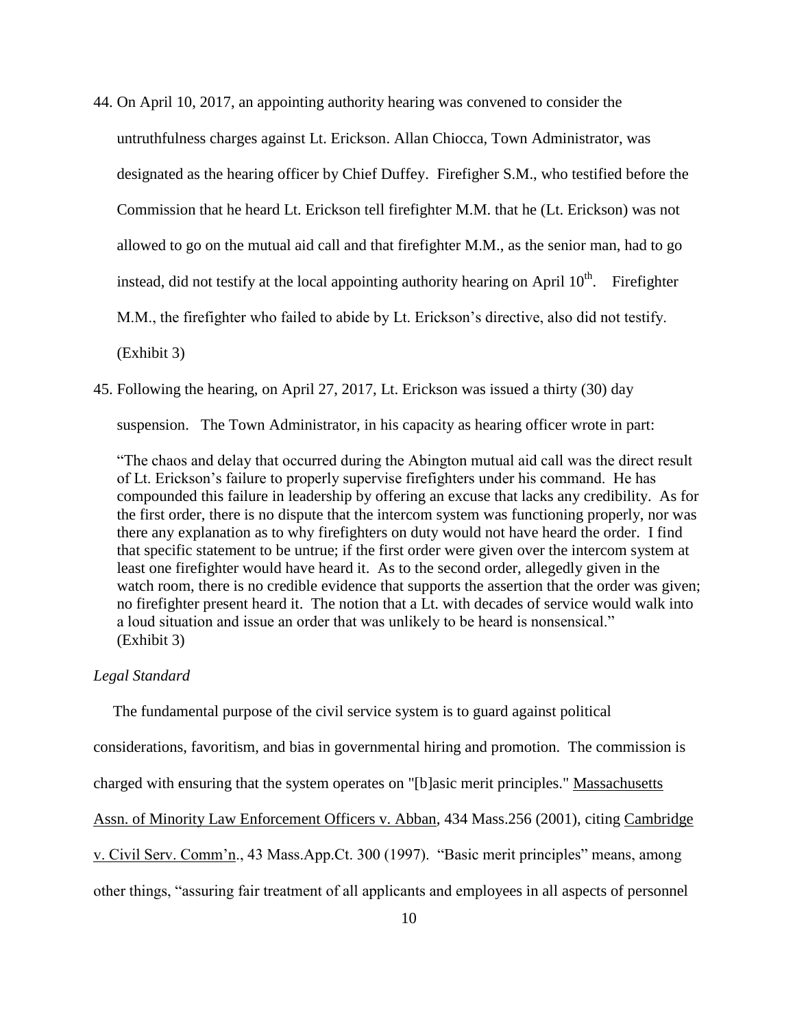44. On April 10, 2017, an appointing authority hearing was convened to consider the untruthfulness charges against Lt. Erickson. Allan Chiocca, Town Administrator, was designated as the hearing officer by Chief Duffey. Firefighter S.M., who testified before the Commission that he heard Lt. Erickson tell firefighter M.M. that he (Lt. Erickson) was not allowed to go on the mutual aid call and that firefighter M.M., as the senior man, had to go instead, did not testify at the local appointing authority hearing on April 10th. Firefighter M.M., the firefighter who failed to abide by Lt. Erickson's directive, also did not testify. (Exhibit 3)

45. Following the hearing, on April 27, 2017, Lt. Erickson was issued a thirty (30) day suspension. The Town Administrator, in his capacity as hearing officer wrote in part:

> "The chaos and delay that occurred during the Abington mutual aid call was the direct result of Lt. Erickson's failure to properly supervise firefighters under his command. He has compounded this failure in leadership by offering an excuse that lacks any credibility. As for the first order, there is no dispute that the intercom system was functioning properly, nor was there any explanation as to why firefighters on duty would not have heard the order. I find that specific statement to be untrue; if the first order were given over the intercom system at least one firefighter would have heard it. As to the second order, allegedly given in the watch room, there is no credible evidence that supports the assertion that the order was given; no firefighter present heard it. The notion that a Lt. with decades of service would walk into a loud situation and issue an order that was unlikely to be heard is nonsensical." (Exhibit 3)

*Legal Standard*

The fundamental purpose of the civil service system is to guard against political considerations, favoritism, and bias in governmental hiring and promotion. The commission is charged with ensuring that the system operates on "[b]asic merit principles." Massachusetts Assn. of Minority Law Enforcement Officers v. Abban, 434 Mass.256 (2001), citing Cambridge v. Civil Serv. Comm'n., 43 Mass.App.Ct. 300 (1997). "Basic merit principles" means, among other things, "assuring fair treatment of all applicants and employees in all aspects of personnel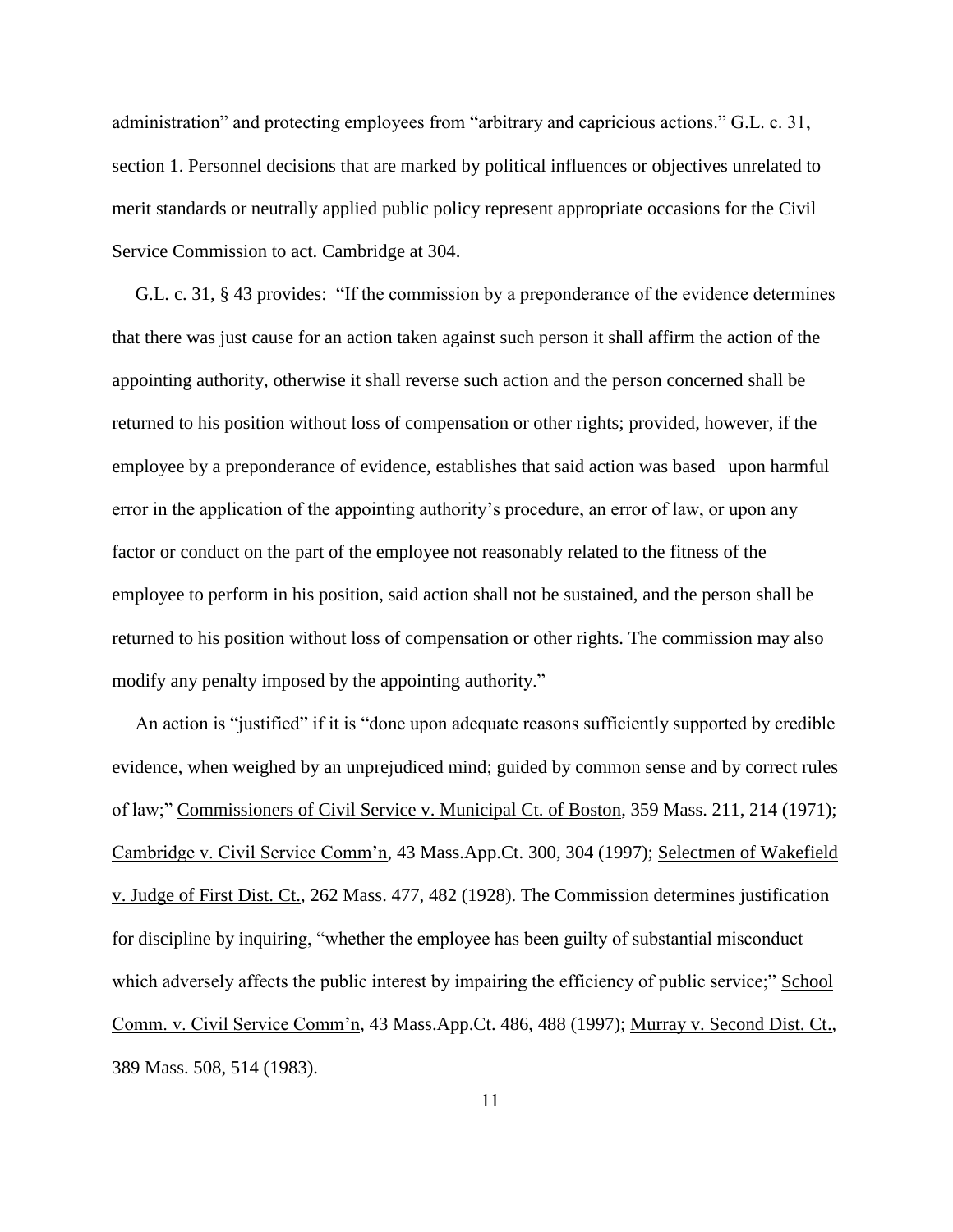administration" and protecting employees from "arbitrary and capricious actions." G.L. c. 31, section 1. Personnel decisions that are marked by political influences or objectives unrelated to merit standards or neutrally applied public policy represent appropriate occasions for the Civil Service Commission to act. Cambridge at 304.

G.L. c. 31, § 43 provides: "If the commission by a preponderance of the evidence determines that there was just cause for an action taken against such person it shall affirm the action of the appointing authority, otherwise it shall reverse such action and the person concerned shall be returned to his position without loss of compensation or other rights; provided, however, if the employee by a preponderance of evidence, establishes that said action was based upon harmful error in the application of the appointing authority's procedure, an error of law, or upon any factor or conduct on the part of the employee not reasonably related to the fitness of the employee to perform in his position, said action shall not be sustained, and the person shall be returned to his position without loss of compensation or other rights. The commission may also modify any penalty imposed by the appointing authority."

An action is "justified" if it is "done upon adequate reasons sufficiently supported by credible evidence, when weighed by an unprejudiced mind; guided by common sense and by correct rules of law;" Commissioners of Civil Service v. Municipal Ct. of Boston, 359 Mass. 211, 214 (1971); Cambridge v. Civil Service Comm'n, 43 Mass.App.Ct. 300, 304 (1997); Selectmen of Wakefield v. Judge of First Dist. Ct., 262 Mass. 477, 482 (1928). The Commission determines justification for discipline by inquiring, "whether the employee has been guilty of substantial misconduct which adversely affects the public interest by impairing the efficiency of public service;" School Comm. v. Civil Service Comm'n, 43 Mass.App.Ct. 486, 488 (1997); Murray v. Second Dist. Ct., 389 Mass. 508, 514 (1983).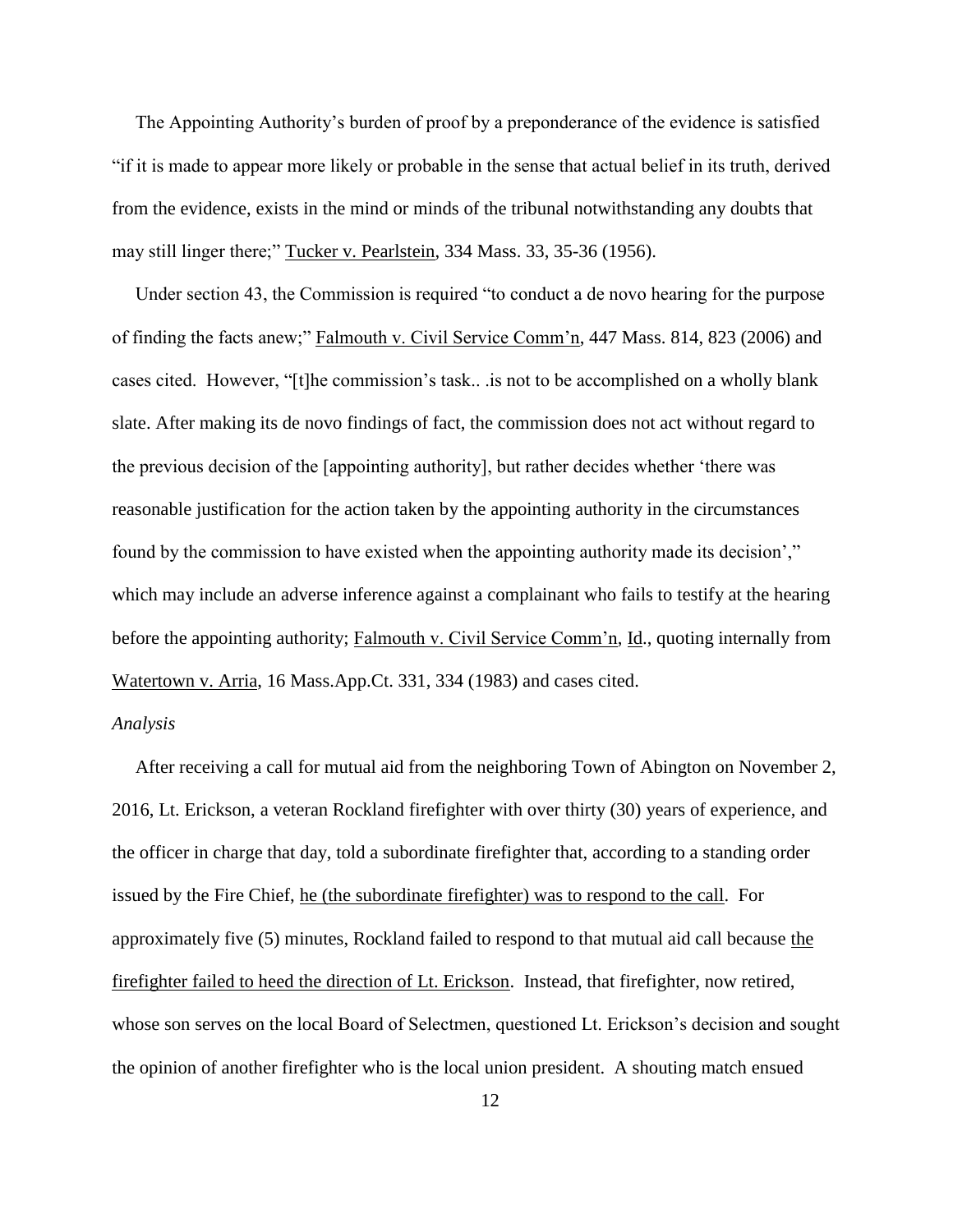The Appointing Authority's burden of proof by a preponderance of the evidence is satisfied "if it is made to appear more likely or probable in the sense that actual belief in its truth, derived from the evidence, exists in the mind or minds of the tribunal notwithstanding any doubts that may still linger there;" <u>Tucker v. Pearlstein</u>, 334 Mass. 33, 35-36 (1956).

Under section 43, the Commission is required "to conduct a de novo hearing for the purpose of finding the facts anew;" <u>Falmouth v. Civil Service Comm'n</u>, 447 Mass. 814, 823 (2006) and cases cited. However, "[t]he commission's task.. .is not to be accomplished on a wholly blank slate. After making its de novo findings of fact, the commission does not act without regard to the previous decision of the [appointing authority], but rather decides whether 'there was reasonable justification for the action taken by the appointing authority in the circumstances found by the commission to have existed when the appointing authority made its decision'," which may include an adverse inference against a complainant who fails to testify at the hearing before the appointing authority; <u>Falmouth v. Civil Service Comm'n</u>, <u>Id</u>., quoting internally from <u>Watertown v. Arria</u>, 16 Mass.App.Ct. 331, 334 (1983) and cases cited.

*Analysis*

After receiving a call for mutual aid from the neighboring Town of Abington on November 2, 2016, Lt. Erickson, a veteran Rockland firefighter with over thirty (30) years of experience, and the officer in charge that day, told a subordinate firefighter that, according to a standing order issued by the Fire Chief, <u>he (the subordinate firefighter) was to respond to the call</u>. For approximately five (5) minutes, Rockland failed to respond to that mutual aid call because <u>the firefighter failed to heed the direction of Lt. Erickson</u>. Instead, that firefighter, now retired, whose son serves on the local Board of Selectmen, questioned Lt. Erickson's decision and sought the opinion of another firefighter who is the local union president. A shouting match ensued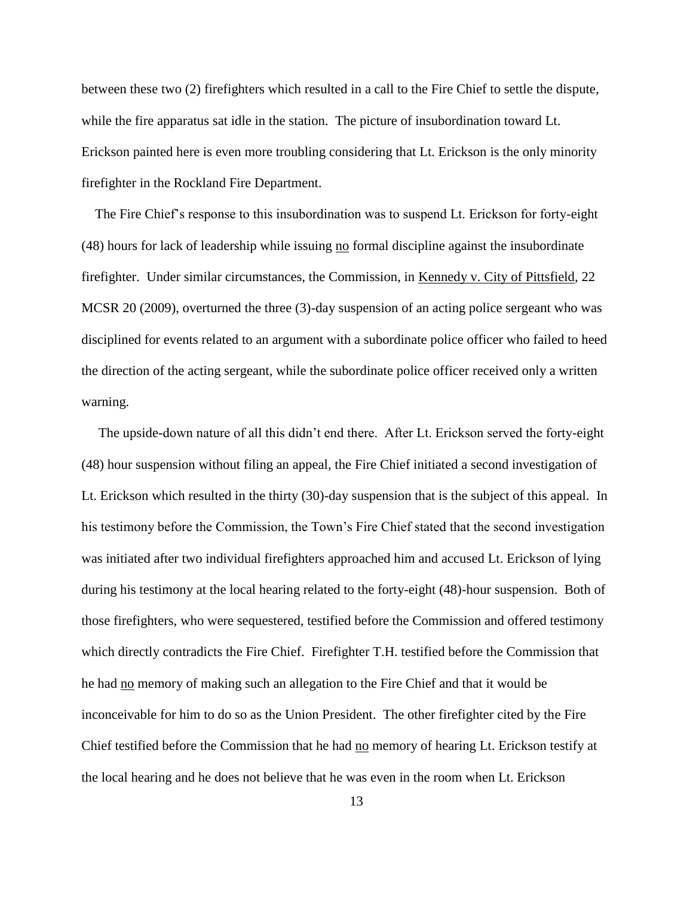between these two (2) firefighters which resulted in a call to the Fire Chief to settle the dispute, while the fire apparatus sat idle in the station. The picture of insubordination toward Lt. Erickson painted here is even more troubling considering that Lt. Erickson is the only minority firefighter in the Rockland Fire Department.

The Fire Chief's response to this insubordination was to suspend Lt. Erickson for forty-eight (48) hours for lack of leadership while issuing no formal discipline against the insubordinate firefighter. Under similar circumstances, the Commission, in Kennedy v. City of Pittsfield, 22 MCSR 20 (2009), overturned the three (3)-day suspension of an acting police sergeant who was disciplined for events related to an argument with a subordinate police officer who failed to heed the direction of the acting sergeant, while the subordinate police officer received only a written warning.

The upside-down nature of all this didn't end there. After Lt. Erickson served the forty-eight (48) hour suspension without filing an appeal, the Fire Chief initiated a second investigation of Lt. Erickson which resulted in the thirty (30)-day suspension that is the subject of this appeal. In his testimony before the Commission, the Town's Fire Chief stated that the second investigation was initiated after two individual firefighters approached him and accused Lt. Erickson of lying during his testimony at the local hearing related to the forty-eight (48)-hour suspension. Both of those firefighters, who were sequestered, testified before the Commission and offered testimony which directly contradicts the Fire Chief. Firefighter T.H. testified before the Commission that he had no memory of making such an allegation to the Fire Chief and that it would be inconceivable for him to do so as the Union President. The other firefighter cited by the Fire Chief testified before the Commission that he had no memory of hearing Lt. Erickson testify at the local hearing and he does not believe that he was even in the room when Lt. Erickson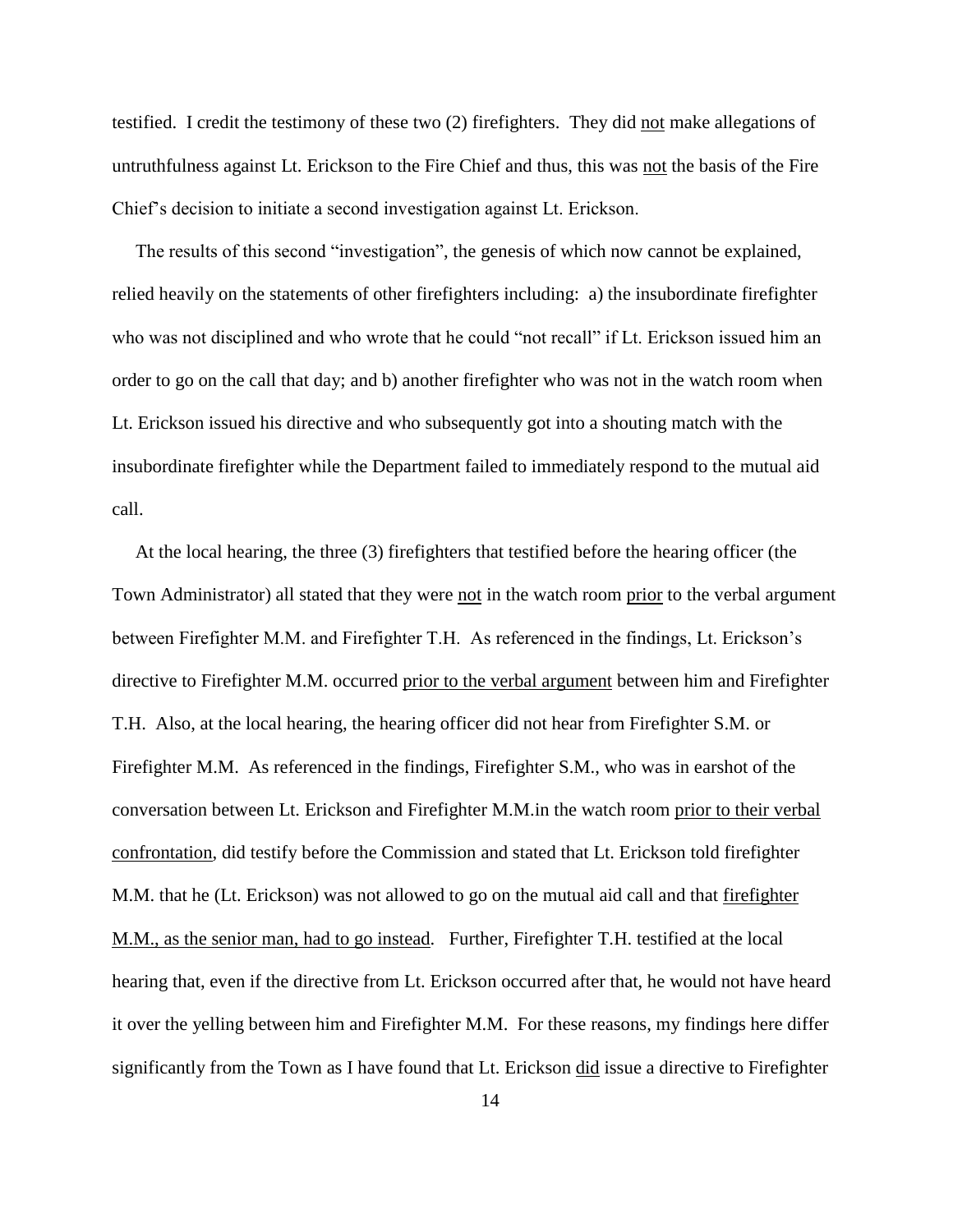testified. I credit the testimony of these two (2) firefighters. They did <u>not</u> make allegations of untruthfulness against Lt. Erickson to the Fire Chief and thus, this was <u>not</u> the basis of the Fire Chief's decision to initiate a second investigation against Lt. Erickson.

The results of this second "investigation", the genesis of which now cannot be explained, relied heavily on the statements of other firefighters including: a) the insubordinate firefighter who was not disciplined and who wrote that he could "not recall" if Lt. Erickson issued him an order to go on the call that day; and b) another firefighter who was not in the watch room when Lt. Erickson issued his directive and who subsequently got into a shouting match with the insubordinate firefighter while the Department failed to immediately respond to the mutual aid call.

At the local hearing, the three (3) firefighters that testified before the hearing officer (the Town Administrator) all stated that they were <u>not</u> in the watch room <u>prior</u> to the verbal argument between Firefighter M.M. and Firefighter T.H. As referenced in the findings, Lt. Erickson's directive to Firefighter M.M. occurred <u>prior to the verbal argument</u> between him and Firefighter T.H. Also, at the local hearing, the hearing officer did not hear from Firefighter S.M. or Firefighter M.M. As referenced in the findings, Firefighter S.M., who was in earshot of the conversation between Lt. Erickson and Firefighter M.M.in the watch room <u>prior to their verbal confrontation</u>, did testify before the Commission and stated that Lt. Erickson told firefighter M.M. that he (Lt. Erickson) was not allowed to go on the mutual aid call and that <u>firefighter M.M., as the senior man, had to go instead</u>. Further, Firefighter T.H. testified at the local hearing that, even if the directive from Lt. Erickson occurred after that, he would not have heard it over the yelling between him and Firefighter M.M. For these reasons, my findings here differ significantly from the Town as I have found that Lt. Erickson <u>did</u> issue a directive to Firefighter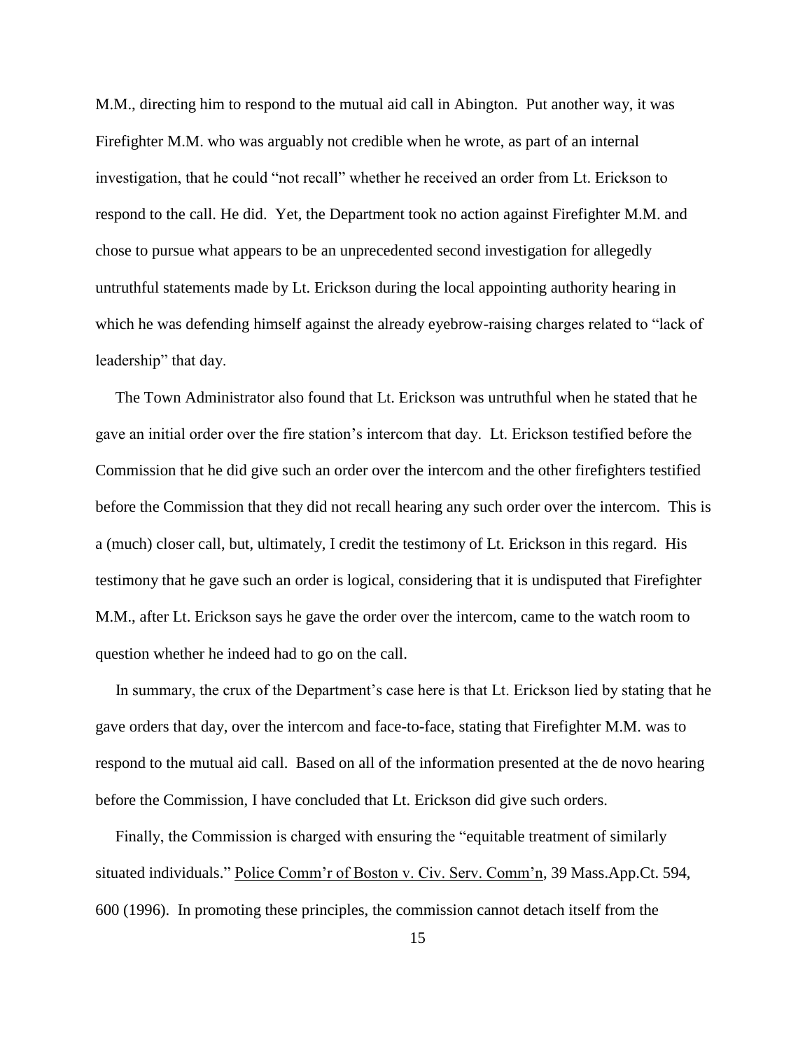M.M., directing him to respond to the mutual aid call in Abington. Put another way, it was Firefighter M.M. who was arguably not credible when he wrote, as part of an internal investigation, that he could "not recall" whether he received an order from Lt. Erickson to respond to the call. He did. Yet, the Department took no action against Firefighter M.M. and chose to pursue what appears to be an unprecedented second investigation for allegedly untruthful statements made by Lt. Erickson during the local appointing authority hearing in which he was defending himself against the already eyebrow-raising charges related to "lack of leadership" that day.

The Town Administrator also found that Lt. Erickson was untruthful when he stated that he gave an initial order over the fire station's intercom that day. Lt. Erickson testified before the Commission that he did give such an order over the intercom and the other firefighters testified before the Commission that they did not recall hearing any such order over the intercom. This is a (much) closer call, but, ultimately, I credit the testimony of Lt. Erickson in this regard. His testimony that he gave such an order is logical, considering that it is undisputed that Firefighter M.M., after Lt. Erickson says he gave the order over the intercom, came to the watch room to question whether he indeed had to go on the call.

In summary, the crux of the Department's case here is that Lt. Erickson lied by stating that he gave orders that day, over the intercom and face-to-face, stating that Firefighter M.M. was to respond to the mutual aid call. Based on all of the information presented at the de novo hearing before the Commission, I have concluded that Lt. Erickson did give such orders.

Finally, the Commission is charged with ensuring the "equitable treatment of similarly situated individuals." Police Comm'r of Boston v. Civ. Serv. Comm'n, 39 Mass.App.Ct. 594, 600 (1996). In promoting these principles, the commission cannot detach itself from the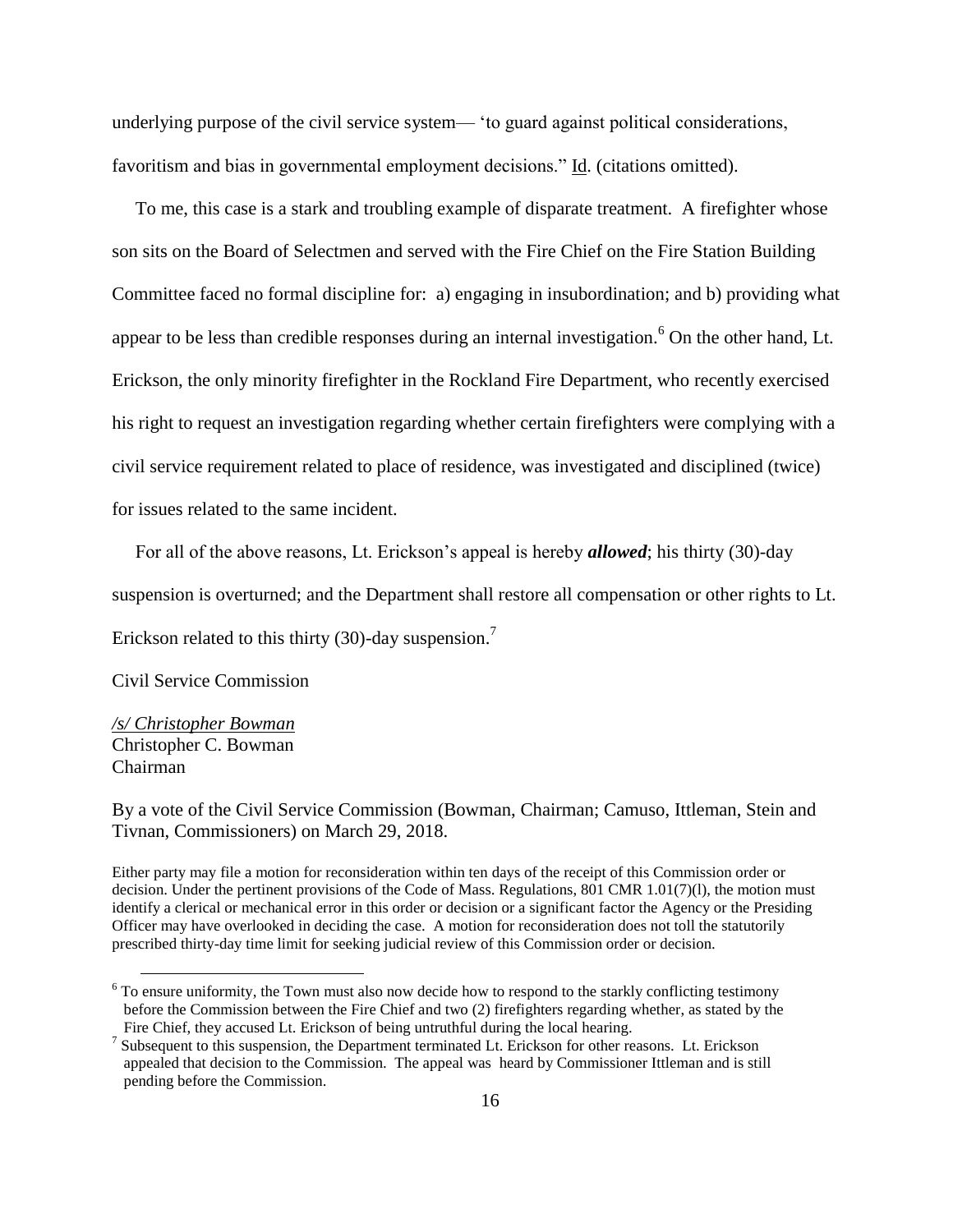underlying purpose of the civil service system— 'to guard against political considerations, favoritism and bias in governmental employment decisions." Id. (citations omitted).

To me, this case is a stark and troubling example of disparate treatment. A firefighter whose son sits on the Board of Selectmen and served with the Fire Chief on the Fire Station Building Committee faced no formal discipline for: a) engaging in insubordination; and b) providing what appear to be less than credible responses during an internal investigation.[6] On the other hand, Lt. Erickson, the only minority firefighter in the Rockland Fire Department, who recently exercised his right to request an investigation regarding whether certain firefighters were complying with a civil service requirement related to place of residence, was investigated and disciplined (twice) for issues related to the same incident.

For all of the above reasons, Lt. Erickson's appeal is hereby ***allowed***; his thirty (30)-day suspension is overturned; and the Department shall restore all compensation or other rights to Lt. Erickson related to this thirty (30)-day suspension.[7]

Civil Service Commission

*/s/ Christopher Bowman*
Christopher C. Bowman
Chairman

By a vote of the Civil Service Commission (Bowman, Chairman; Camuso, Ittleman, Stein and Tivnan, Commissioners) on March 29, 2018.

Either party may file a motion for reconsideration within ten days of the receipt of this Commission order or decision. Under the pertinent provisions of the Code of Mass. Regulations, 801 CMR 1.01(7)(l), the motion must identify a clerical or mechanical error in this order or decision or a significant factor the Agency or the Presiding Officer may have overlooked in deciding the case. A motion for reconsideration does not toll the statutorily prescribed thirty-day time limit for seeking judicial review of this Commission order or decision.

[6] To ensure uniformity, the Town must also now decide how to respond to the starkly conflicting testimony before the Commission between the Fire Chief and two (2) firefighters regarding whether, as stated by the Fire Chief, they accused Lt. Erickson of being untruthful during the local hearing.

[7] Subsequent to this suspension, the Department terminated Lt. Erickson for other reasons. Lt. Erickson appealed that decision to the Commission. The appeal was heard by Commissioner Ittleman and is still pending before the Commission.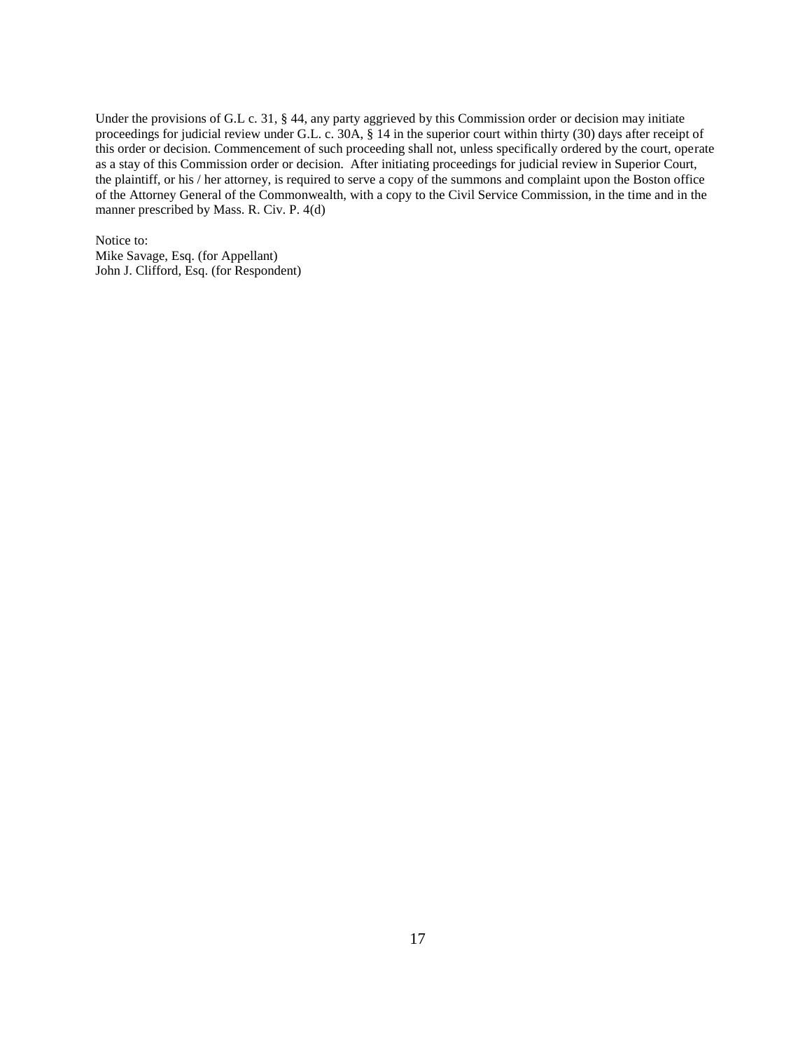Under the provisions of G.L c. 31, § 44, any party aggrieved by this Commission order or decision may initiate proceedings for judicial review under G.L. c. 30A, § 14 in the superior court within thirty (30) days after receipt of this order or decision. Commencement of such proceeding shall not, unless specifically ordered by the court, operate as a stay of this Commission order or decision. After initiating proceedings for judicial review in Superior Court, the plaintiff, or his / her attorney, is required to serve a copy of the summons and complaint upon the Boston office of the Attorney General of the Commonwealth, with a copy to the Civil Service Commission, in the time and in the manner prescribed by Mass. R. Civ. P. 4(d)

Notice to:
Mike Savage, Esq. (for Appellant)
John J. Clifford, Esq. (for Respondent)